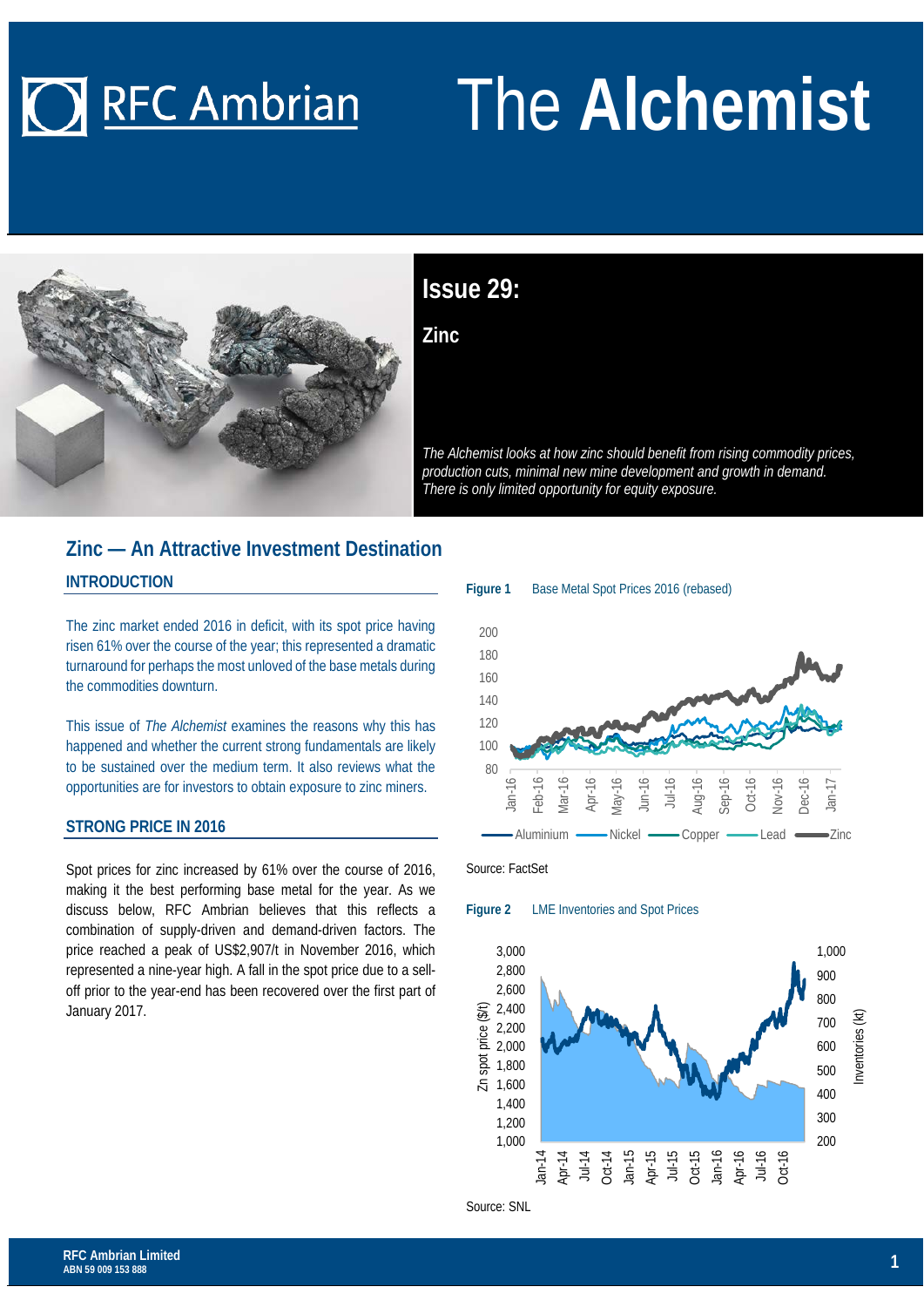# RFC Ambrian — The Alchemist

## Issue 29:

### Zinc

*The Alchemist looks at how zinc should benefit from rising commodity prices, production cuts, minimal new mine development and growth in demand. There is only limited opportunity for equity exposure.*

## Zinc — An Attractive Investment Destination

### INTRODUCTION

The zinc market ended 2016 in deficit, with its spot price having risen 61% over the course of the year; this represented a dramatic turnaround for perhaps the most unloved of the base metals during the commodities downturn.

This issue of *The Alchemist* examines the reasons why this has happened and whether the current strong fundamentals are likely to be sustained over the medium term. It also reviews what the opportunities are for investors to obtain exposure to zinc miners.

### STRONG PRICE IN 2016

Spot prices for zinc increased by 61% over the course of 2016, making it the best performing base metal for the year. As we discuss below, RFC Ambrian believes that this reflects a combination of supply-driven and demand-driven factors. The price reached a peak of US$2,907/t in November 2016, which represented a nine-year high. A fall in the spot price due to a sell-off prior to the year-end has been recovered over the first part of January 2017.

**Figure 1** Base Metal Spot Prices 2016 (rebased)

Source: FactSet

**Figure 2** LME Inventories and Spot Prices

Source: SNL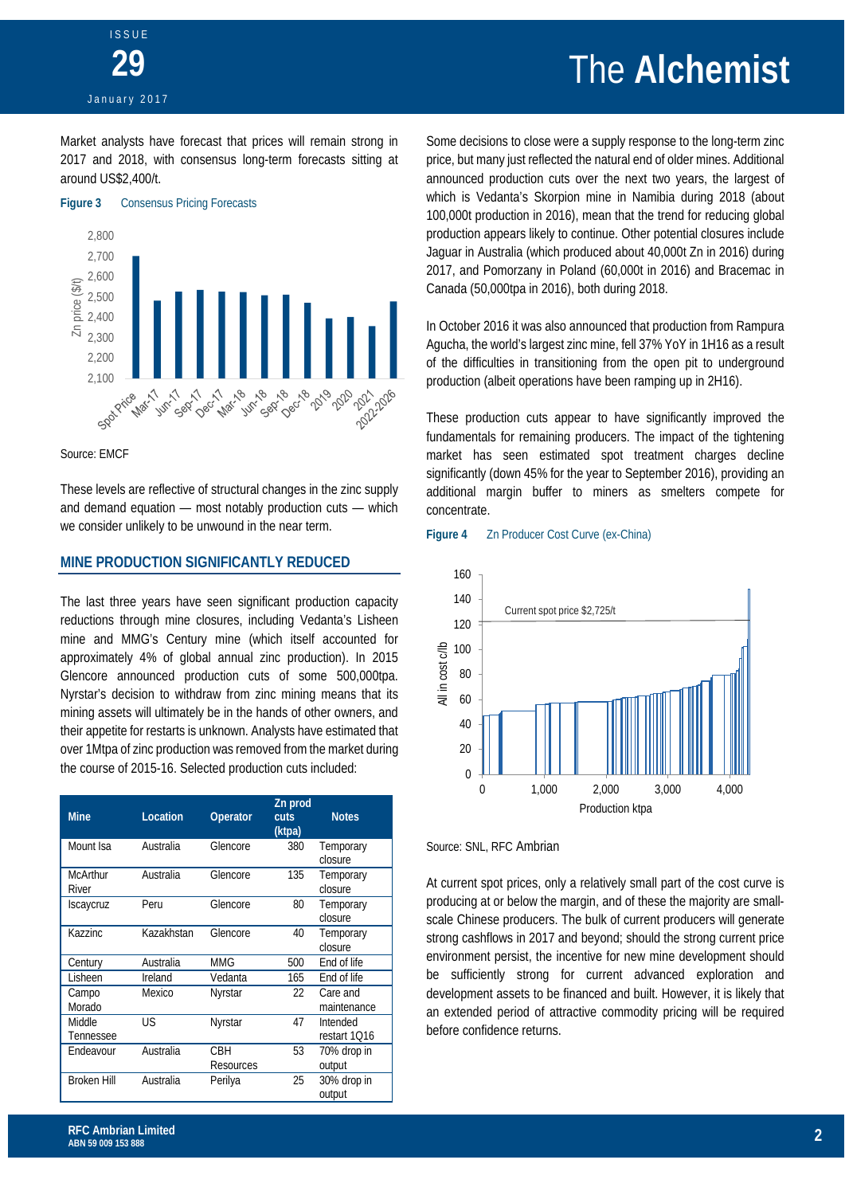Market analysts have forecast that prices will remain strong in 2017 and 2018, with consensus long-term forecasts sitting at around US$2,400/t.

**Figure 3** Consensus Pricing Forecasts

Source: EMCF

These levels are reflective of structural changes in the zinc supply and demand equation — most notably production cuts — which we consider unlikely to be unwound in the near term.

## MINE PRODUCTION SIGNIFICANTLY REDUCED

The last three years have seen significant production capacity reductions through mine closures, including Vedanta's Lisheen mine and MMG's Century mine (which itself accounted for approximately 4% of global annual zinc production). In 2015 Glencore announced production cuts of some 500,000tpa. Nyrstar's decision to withdraw from zinc mining means that its mining assets will ultimately be in the hands of other owners, and their appetite for restarts is unknown. Analysts have estimated that over 1Mtpa of zinc production was removed from the market during the course of 2015-16. Selected production cuts included:

| Mine | Location | Operator | Zn prod cuts (ktpa) | Notes |
|---|---|---|---|---|
| Mount Isa | Australia | Glencore | 380 | Temporary closure |
| McArthur River | Australia | Glencore | 135 | Temporary closure |
| Iscaycruz | Peru | Glencore | 80 | Temporary closure |
| Kazzinc | Kazakhstan | Glencore | 40 | Temporary closure |
| Century | Australia | MMG | 500 | End of life |
| Lisheen | Ireland | Vedanta | 165 | End of life |
| Campo Morado | Mexico | Nyrstar | 22 | Care and maintenance |
| Middle Tennessee | US | Nyrstar | 47 | Intended restart 1Q16 |
| Endeavour | Australia | CBH Resources | 53 | 70% drop in output |
| Broken Hill | Australia | Perilya | 25 | 30% drop in output |

Some decisions to close were a supply response to the long-term zinc price, but many just reflected the natural end of older mines. Additional announced production cuts over the next two years, the largest of which is Vedanta's Skorpion mine in Namibia during 2018 (about 100,000t production in 2016), mean that the trend for reducing global production appears likely to continue. Other potential closures include Jaguar in Australia (which produced about 40,000t Zn in 2016) during 2017, and Pomorzany in Poland (60,000t in 2016) and Bracemac in Canada (50,000tpa in 2016), both during 2018.

In October 2016 it was also announced that production from Rampura Agucha, the world's largest zinc mine, fell 37% YoY in 1H16 as a result of the difficulties in transitioning from the open pit to underground production (albeit operations have been ramping up in 2H16).

These production cuts appear to have significantly improved the fundamentals for remaining producers. The impact of the tightening market has seen estimated spot treatment charges decline significantly (down 45% for the year to September 2016), providing an additional margin buffer to miners as smelters compete for concentrate.

**Figure 4** Zn Producer Cost Curve (ex-China)

Source: SNL, RFC Ambrian

At current spot prices, only a relatively small part of the cost curve is producing at or below the margin, and of these the majority are small-scale Chinese producers. The bulk of current producers will generate strong cashflows in 2017 and beyond; should the strong current price environment persist, the incentive for new mine development should be sufficiently strong for current advanced exploration and development assets to be financed and built. However, it is likely that an extended period of attractive commodity pricing will be required before confidence returns.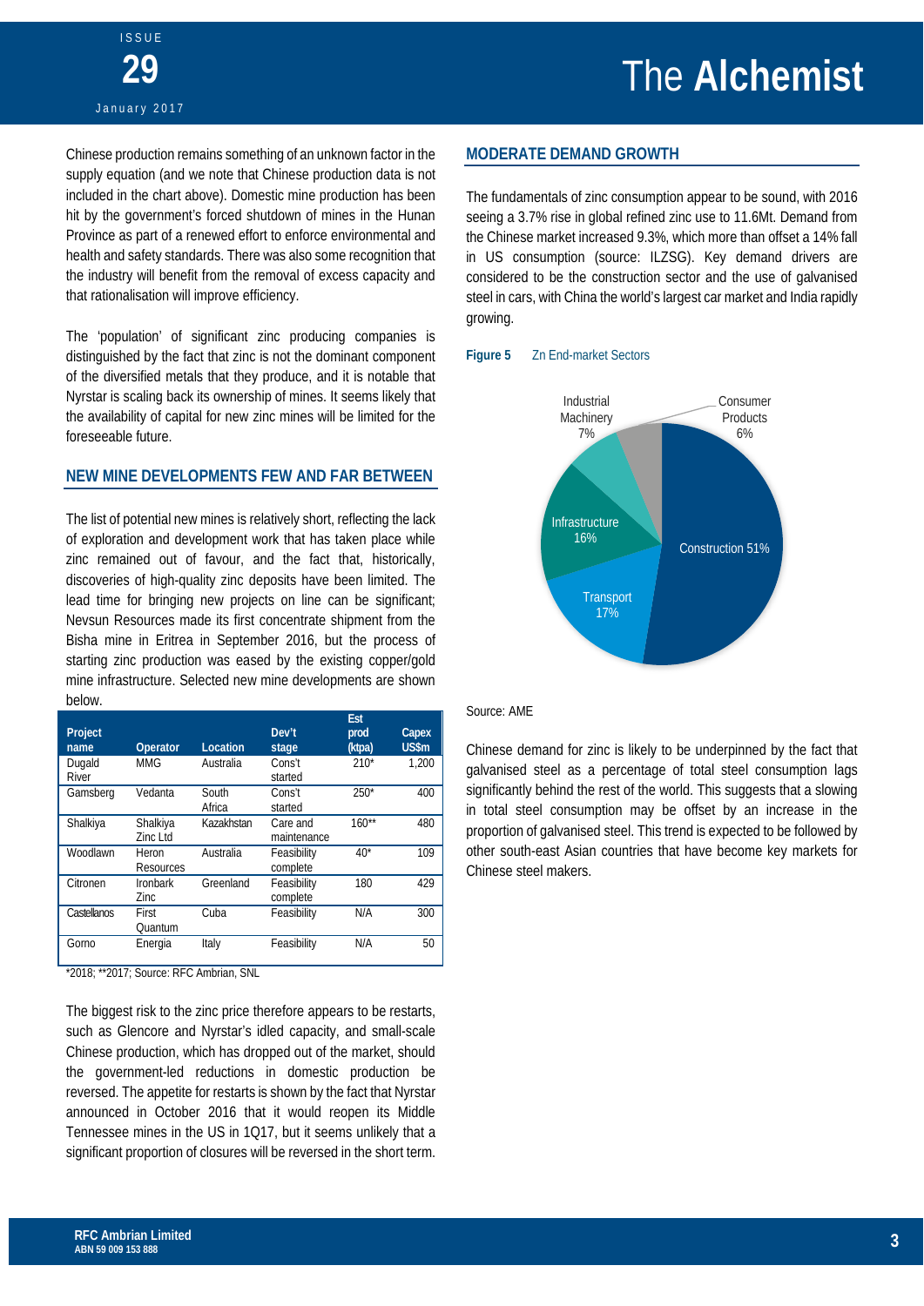Chinese production remains something of an unknown factor in the supply equation (and we note that Chinese production data is not included in the chart above). Domestic mine production has been hit by the government's forced shutdown of mines in the Hunan Province as part of a renewed effort to enforce environmental and health and safety standards. There was also some recognition that the industry will benefit from the removal of excess capacity and that rationalisation will improve efficiency.

The 'population' of significant zinc producing companies is distinguished by the fact that zinc is not the dominant component of the diversified metals that they produce, and it is notable that Nyrstar is scaling back its ownership of mines. It seems likely that the availability of capital for new zinc mines will be limited for the foreseeable future.

## NEW MINE DEVELOPMENTS FEW AND FAR BETWEEN

The list of potential new mines is relatively short, reflecting the lack of exploration and development work that has taken place while zinc remained out of favour, and the fact that, historically, discoveries of high-quality zinc deposits have been limited. The lead time for bringing new projects on line can be significant; Nevsun Resources made its first concentrate shipment from the Bisha mine in Eritrea in September 2016, but the process of starting zinc production was eased by the existing copper/gold mine infrastructure. Selected new mine developments are shown below.

| Project name | Operator | Location | Dev't stage | Est prod (ktpa) | Capex US$m |
|---|---|---|---|---|---|
| Dugald River | MMG | Australia | Cons't started | 210* | 1,200 |
| Gamsberg | Vedanta | South Africa | Cons't started | 250* | 400 |
| Shalkiya | Shalkiya Zinc Ltd | Kazakhstan | Care and maintenance | 160** | 480 |
| Woodlawn | Heron Resources | Australia | Feasibility complete | 40* | 109 |
| Citronen | Ironbark Zinc | Greenland | Feasibility complete | 180 | 429 |
| Castellanos | First Quantum | Cuba | Feasibility | N/A | 300 |
| Gorno | Energia | Italy | Feasibility | N/A | 50 |

*2018; **2017; Source: RFC Ambrian, SNL

The biggest risk to the zinc price therefore appears to be restarts, such as Glencore and Nyrstar's idled capacity, and small-scale Chinese production, which has dropped out of the market, should the government-led reductions in domestic production be reversed. The appetite for restarts is shown by the fact that Nyrstar announced in October 2016 that it would reopen its Middle Tennessee mines in the US in 1Q17, but it seems unlikely that a significant proportion of closures will be reversed in the short term.

## MODERATE DEMAND GROWTH

The fundamentals of zinc consumption appear to be sound, with 2016 seeing a 3.7% rise in global refined zinc use to 11.6Mt. Demand from the Chinese market increased 9.3%, which more than offset a 14% fall in US consumption (source: ILZSG). Key demand drivers are considered to be the construction sector and the use of galvanised steel in cars, with China the world's largest car market and India rapidly growing.

**Figure 5** Zn End-market Sectors

| Sector | Share |
|---|---|
| Construction | 51% |
| Transport | 17% |
| Infrastructure | 16% |
| Industrial Machinery | 7% |
| Consumer Products | 6% |

Source: AME

Chinese demand for zinc is likely to be underpinned by the fact that galvanised steel as a percentage of total steel consumption lags significantly behind the rest of the world. This suggests that a slowing in total steel consumption may be offset by an increase in the proportion of galvanised steel. This trend is expected to be followed by other south-east Asian countries that have become key markets for Chinese steel makers.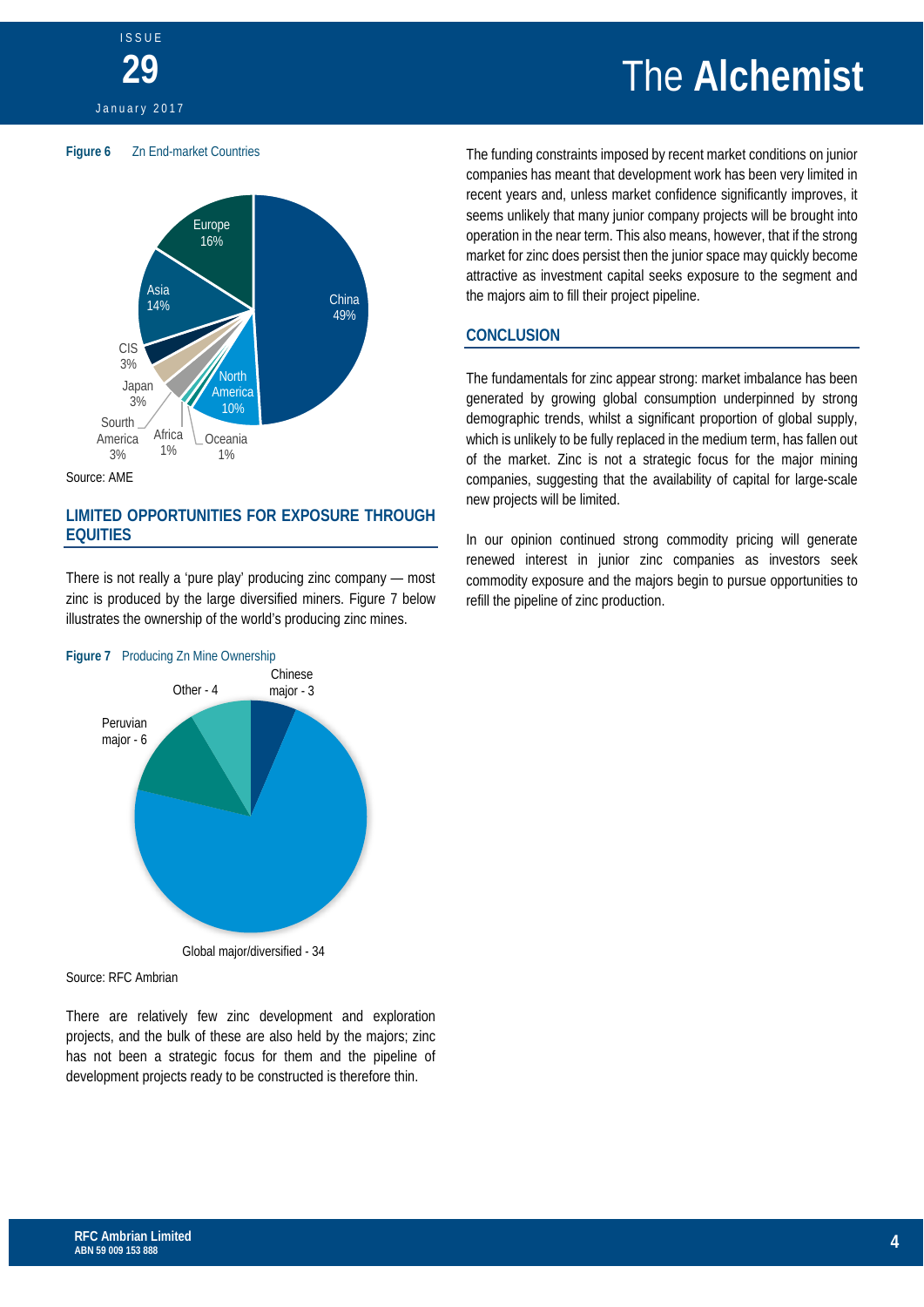**Figure 6** Zn End-market Countries

Source: AME

## LIMITED OPPORTUNITIES FOR EXPOSURE THROUGH EQUITIES

There is not really a 'pure play' producing zinc company — most zinc is produced by the large diversified miners. Figure 7 below illustrates the ownership of the world's producing zinc mines.

**Figure 7** Producing Zn Mine Ownership

Source: RFC Ambrian

There are relatively few zinc development and exploration projects, and the bulk of these are also held by the majors; zinc has not been a strategic focus for them and the pipeline of development projects ready to be constructed is therefore thin.

The funding constraints imposed by recent market conditions on junior companies has meant that development work has been very limited in recent years and, unless market confidence significantly improves, it seems unlikely that many junior company projects will be brought into operation in the near term. This also means, however, that if the strong market for zinc does persist then the junior space may quickly become attractive as investment capital seeks exposure to the segment and the majors aim to fill their project pipeline.

## CONCLUSION

The fundamentals for zinc appear strong: market imbalance has been generated by growing global consumption underpinned by strong demographic trends, whilst a significant proportion of global supply, which is unlikely to be fully replaced in the medium term, has fallen out of the market. Zinc is not a strategic focus for the major mining companies, suggesting that the availability of capital for large-scale new projects will be limited.

In our opinion continued strong commodity pricing will generate renewed interest in junior zinc companies as investors seek commodity exposure and the majors begin to pursue opportunities to refill the pipeline of zinc production.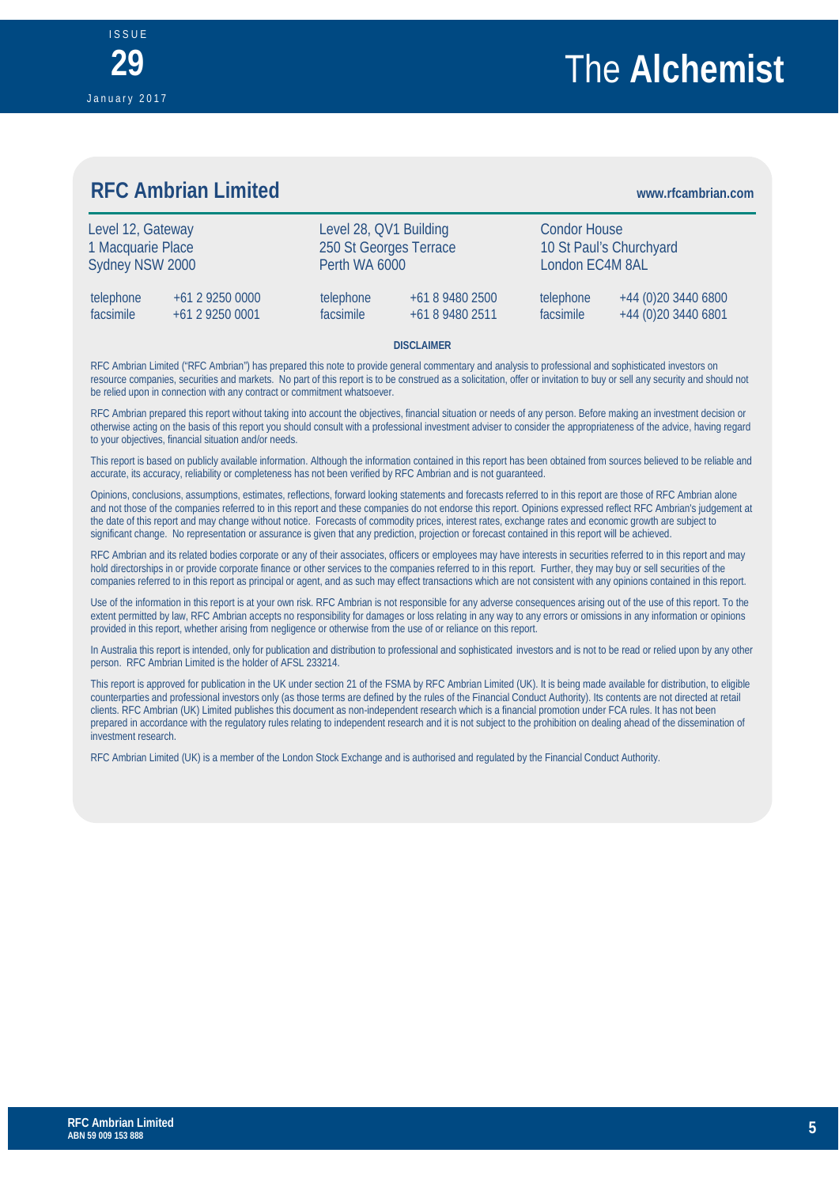## RFC Ambrian Limited

www.rfcambrian.com

Level 12, Gateway
1 Macquarie Place
Sydney NSW 2000

| | |
|---|---|
| telephone | +61 2 9250 0000 |
| facsimile | +61 2 9250 0001 |

Level 28, QV1 Building
250 St Georges Terrace
Perth WA 6000

| | |
|---|---|
| telephone | +61 8 9480 2500 |
| facsimile | +61 8 9480 2511 |

Condor House
10 St Paul's Churchyard
London EC4M 8AL

| | |
|---|---|
| telephone | +44 (0)20 3440 6800 |
| facsimile | +44 (0)20 3440 6801 |

**DISCLAIMER**

RFC Ambrian Limited ("RFC Ambrian") has prepared this note to provide general commentary and analysis to professional and sophisticated investors on resource companies, securities and markets. No part of this report is to be construed as a solicitation, offer or invitation to buy or sell any security and should not be relied upon in connection with any contract or commitment whatsoever.

RFC Ambrian prepared this report without taking into account the objectives, financial situation or needs of any person. Before making an investment decision or otherwise acting on the basis of this report you should consult with a professional investment adviser to consider the appropriateness of the advice, having regard to your objectives, financial situation and/or needs.

This report is based on publicly available information. Although the information contained in this report has been obtained from sources believed to be reliable and accurate, its accuracy, reliability or completeness has not been verified by RFC Ambrian and is not guaranteed.

Opinions, conclusions, assumptions, estimates, reflections, forward looking statements and forecasts referred to in this report are those of RFC Ambrian alone and not those of the companies referred to in this report and these companies do not endorse this report. Opinions expressed reflect RFC Ambrian's judgement at the date of this report and may change without notice. Forecasts of commodity prices, interest rates, exchange rates and economic growth are subject to significant change. No representation or assurance is given that any prediction, projection or forecast contained in this report will be achieved.

RFC Ambrian and its related bodies corporate or any of their associates, officers or employees may have interests in securities referred to in this report and may hold directorships in or provide corporate finance or other services to the companies referred to in this report. Further, they may buy or sell securities of the companies referred to in this report as principal or agent, and as such may effect transactions which are not consistent with any opinions contained in this report.

Use of the information in this report is at your own risk. RFC Ambrian is not responsible for any adverse consequences arising out of the use of this report. To the extent permitted by law, RFC Ambrian accepts no responsibility for damages or loss relating in any way to any errors or omissions in any information or opinions provided in this report, whether arising from negligence or otherwise from the use of or reliance on this report.

In Australia this report is intended, only for publication and distribution to professional and sophisticated investors and is not to be read or relied upon by any other person. RFC Ambrian Limited is the holder of AFSL 233214.

This report is approved for publication in the UK under section 21 of the FSMA by RFC Ambrian Limited (UK). It is being made available for distribution, to eligible counterparties and professional investors only (as those terms are defined by the rules of the Financial Conduct Authority). Its contents are not directed at retail clients. RFC Ambrian (UK) Limited publishes this document as non-independent research which is a financial promotion under FCA rules. It has not been prepared in accordance with the regulatory rules relating to independent research and it is not subject to the prohibition on dealing ahead of the dissemination of investment research.

RFC Ambrian Limited (UK) is a member of the London Stock Exchange and is authorised and regulated by the Financial Conduct Authority.

**RFC Ambrian Limited**
**ABN 59 009 153 888**